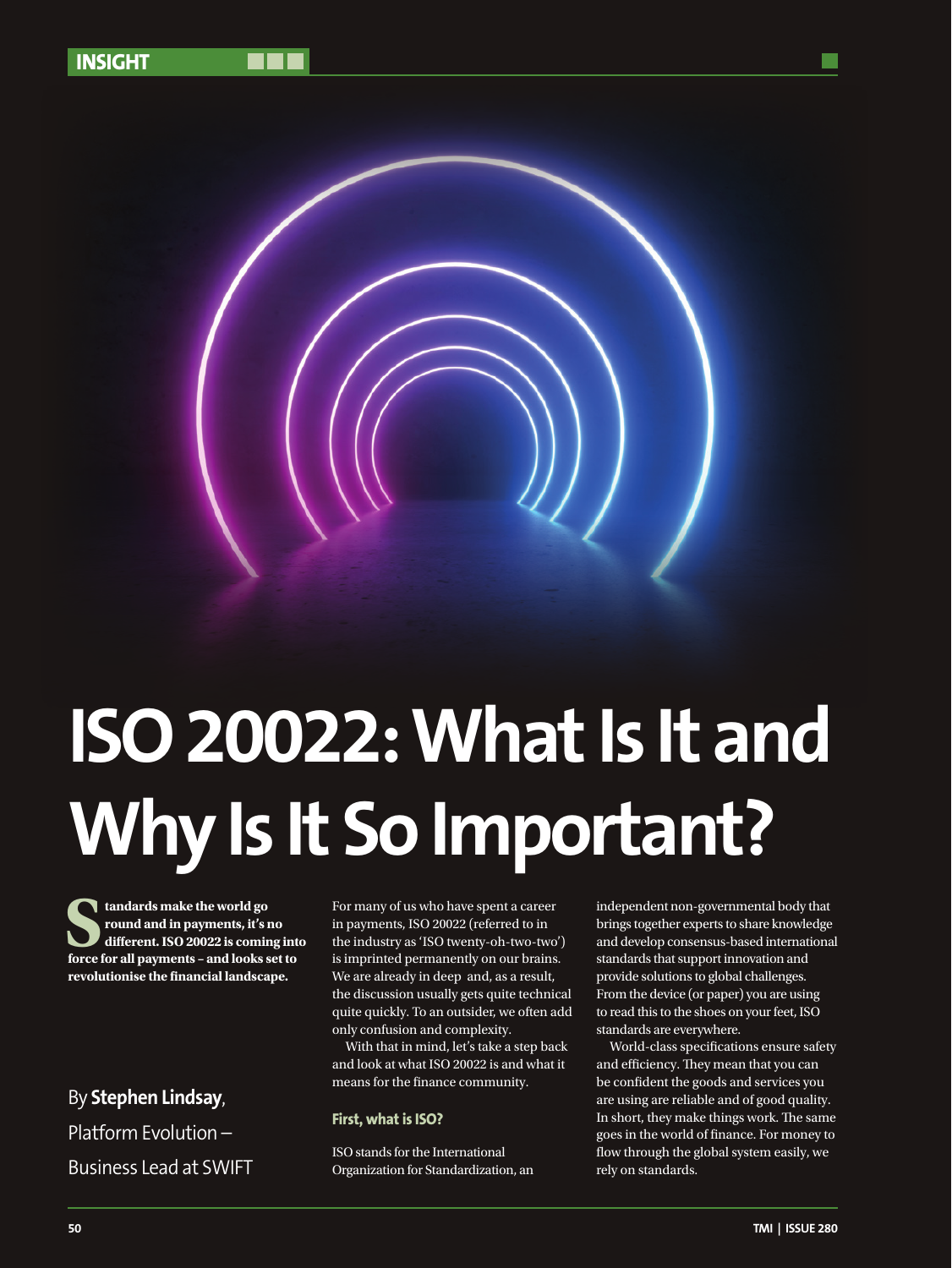# ISO 20022: What Is It and Why Is It So Important?

**Standards make the world go round and in payments, it's no different. ISO 20022 is coming into force for all payments – and looks set to revolutionise the financial landscape.**

By **Stephen Lindsay**, Platform Evolution – Business Lead at SWIFT

For many of us who have spent a career in payments, ISO 20022 (referred to in the industry as 'ISO twenty-oh-two-two') is imprinted permanently on our brains. We are already in deep and, as a result, the discussion usually gets quite technical quite quickly. To an outsider, we often add only confusion and complexity.

With that in mind, let's take a step back and look at what ISO 20022 is and what it means for the finance community.

### First, what is ISO?

ISO stands for the International Organization for Standardization, an independent non-governmental body that brings together experts to share knowledge and develop consensus-based international standards that support innovation and provide solutions to global challenges. From the device (or paper) you are using to read this to the shoes on your feet, ISO standards are everywhere.

World-class specifications ensure safety and efficiency. They mean that you can be confident the goods and services you are using are reliable and of good quality. In short, they make things work. The same goes in the world of finance. For money to flow through the global system easily, we rely on standards.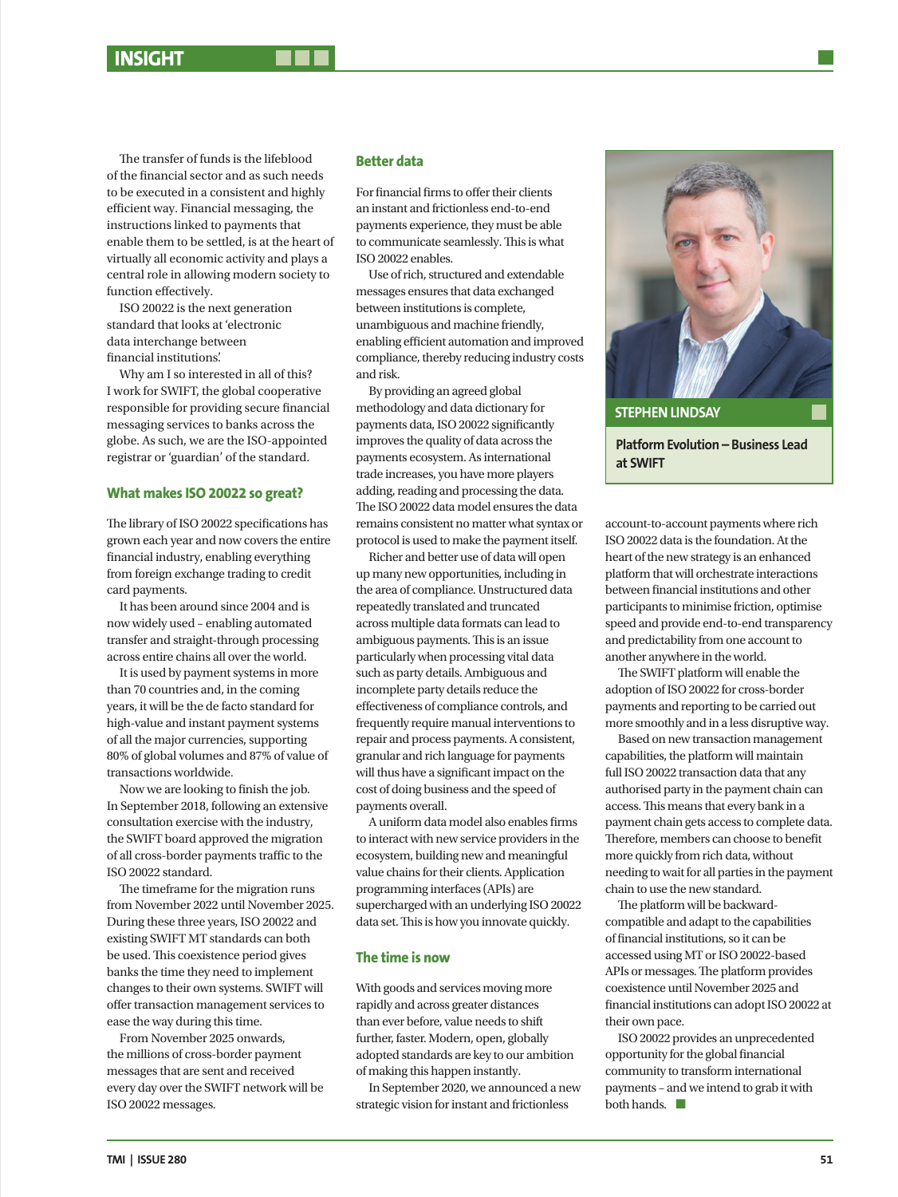The transfer of funds is the lifeblood of the financial sector and as such needs to be executed in a consistent and highly efficient way. Financial messaging, the instructions linked to payments that enable them to be settled, is at the heart of virtually all economic activity and plays a central role in allowing modern society to function effectively.

ISO 20022 is the next generation standard that looks at 'electronic data interchange between financial institutions.'

Why am I so interested in all of this? I work for SWIFT, the global cooperative responsible for providing secure financial messaging services to banks across the globe. As such, we are the ISO-appointed registrar or 'guardian' of the standard.

## What makes ISO 20022 so great?

The library of ISO 20022 specifications has grown each year and now covers the entire financial industry, enabling everything from foreign exchange trading to credit card payments.

It has been around since 2004 and is now widely used – enabling automated transfer and straight-through processing across entire chains all over the world.

It is used by payment systems in more than 70 countries and, in the coming years, it will be the de facto standard for high-value and instant payment systems of all the major currencies, supporting 80% of global volumes and 87% of value of transactions worldwide.

Now we are looking to finish the job. In September 2018, following an extensive consultation exercise with the industry, the SWIFT board approved the migration of all cross-border payments traffic to the ISO 20022 standard.

The timeframe for the migration runs from November 2022 until November 2025. During these three years, ISO 20022 and existing SWIFT MT standards can both be used. This coexistence period gives banks the time they need to implement changes to their own systems. SWIFT will offer transaction management services to ease the way during this time.

From November 2025 onwards, the millions of cross-border payment messages that are sent and received every day over the SWIFT network will be ISO 20022 messages.

## Better data

For financial firms to offer their clients an instant and frictionless end-to-end payments experience, they must be able to communicate seamlessly. This is what ISO 20022 enables.

Use of rich, structured and extendable messages ensures that data exchanged between institutions is complete, unambiguous and machine friendly, enabling efficient automation and improved compliance, thereby reducing industry costs and risk.

By providing an agreed global methodology and data dictionary for payments data, ISO 20022 significantly improves the quality of data across the payments ecosystem. As international trade increases, you have more players adding, reading and processing the data. The ISO 20022 data model ensures the data remains consistent no matter what syntax or protocol is used to make the payment itself.

Richer and better use of data will open up many new opportunities, including in the area of compliance. Unstructured data repeatedly translated and truncated across multiple data formats can lead to ambiguous payments. This is an issue particularly when processing vital data such as party details. Ambiguous and incomplete party details reduce the effectiveness of compliance controls, and frequently require manual interventions to repair and process payments. A consistent, granular and rich language for payments will thus have a significant impact on the cost of doing business and the speed of payments overall.

A uniform data model also enables firms to interact with new service providers in the ecosystem, building new and meaningful value chains for their clients. Application programming interfaces (APIs) are supercharged with an underlying ISO 20022 data set. This is how you innovate quickly.

## The time is now

With goods and services moving more rapidly and across greater distances than ever before, value needs to shift further, faster. Modern, open, globally adopted standards are key to our ambition of making this happen instantly.

In September 2020, we announced a new strategic vision for instant and frictionless account-to-account payments where rich ISO 20022 data is the foundation. At the heart of the new strategy is an enhanced platform that will orchestrate interactions between financial institutions and other participants to minimise friction, optimise speed and provide end-to-end transparency and predictability from one account to another anywhere in the world.

The SWIFT platform will enable the adoption of ISO 20022 for cross-border payments and reporting to be carried out more smoothly and in a less disruptive way.

Based on new transaction management capabilities, the platform will maintain full ISO 20022 transaction data that any authorised party in the payment chain can access. This means that every bank in a payment chain gets access to complete data. Therefore, members can choose to benefit more quickly from rich data, without needing to wait for all parties in the payment chain to use the new standard.

The platform will be backward-compatible and adapt to the capabilities of financial institutions, so it can be accessed using MT or ISO 20022-based APIs or messages. The platform provides coexistence until November 2025 and financial institutions can adopt ISO 20022 at their own pace.

ISO 20022 provides an unprecedented opportunity for the global financial community to transform international payments – and we intend to grab it with both hands. ■

**STEPHEN LINDSAY**

**Platform Evolution – Business Lead at SWIFT**